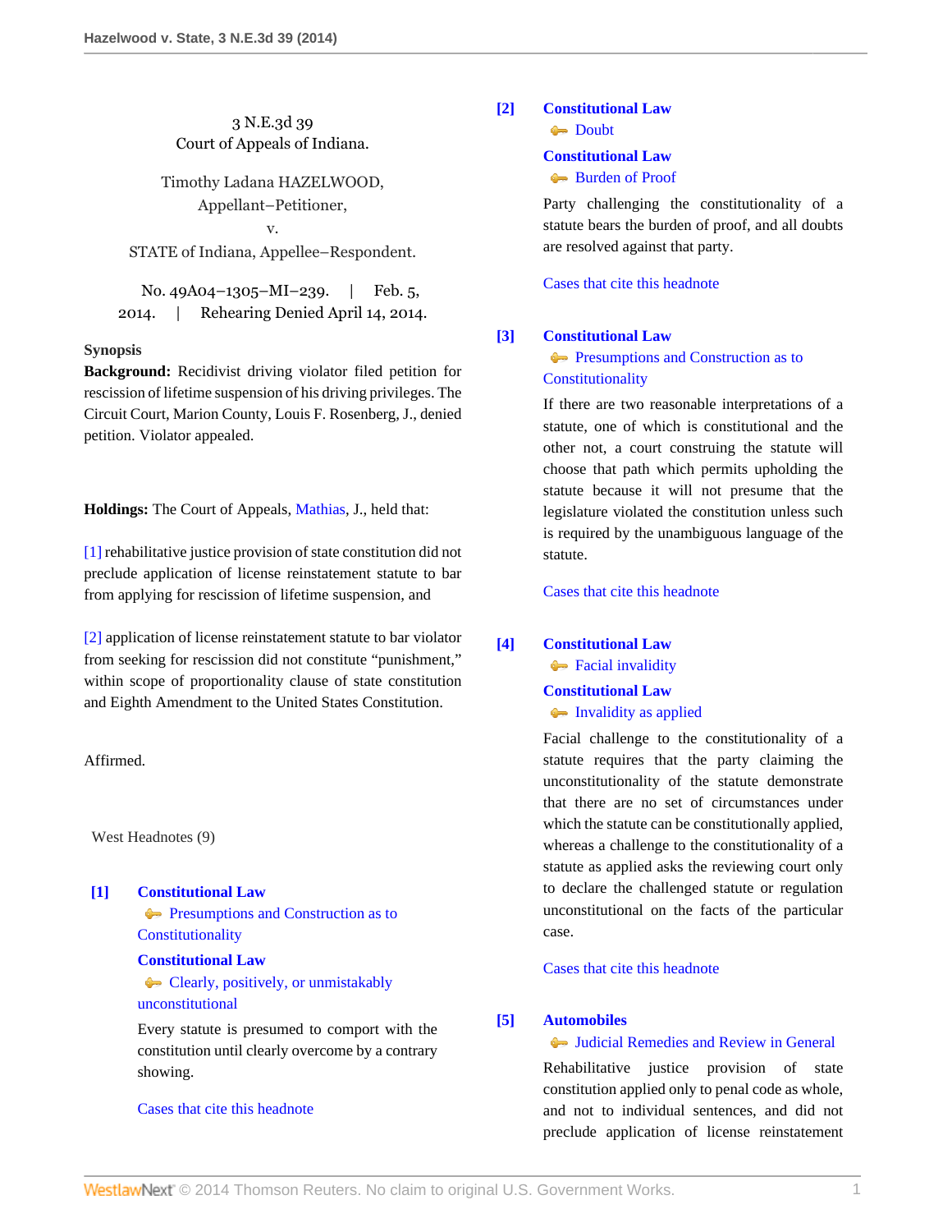3 N.E.3d 39
Court of Appeals of Indiana.

Timothy Ladana HAZELWOOD,
Appellant–Petitioner,
v.
STATE of Indiana, Appellee–Respondent.

No. 49A04–1305–MI–239. | Feb. 5, 2014. | Rehearing Denied April 14, 2014.

**Synopsis**

**Background:** Recidivist driving violator filed petition for rescission of lifetime suspension of his driving privileges. The Circuit Court, Marion County, Louis F. Rosenberg, J., denied petition. Violator appealed.

**Holdings:** The Court of Appeals, Mathias, J., held that:

[1] rehabilitative justice provision of state constitution did not preclude application of license reinstatement statute to bar from applying for rescission of lifetime suspension, and

[2] application of license reinstatement statute to bar violator from seeking for rescission did not constitute "punishment," within scope of proportionality clause of state constitution and Eighth Amendment to the United States Constitution.

Affirmed.

West Headnotes (9)

**[1] Constitutional Law**
Presumptions and Construction as to Constitutionality
**Constitutional Law**
Clearly, positively, or unmistakably unconstitutional

Every statute is presumed to comport with the constitution until clearly overcome by a contrary showing.

Cases that cite this headnote

**[2] Constitutional Law**
Doubt
**Constitutional Law**
Burden of Proof

Party challenging the constitutionality of a statute bears the burden of proof, and all doubts are resolved against that party.

Cases that cite this headnote

**[3] Constitutional Law**
Presumptions and Construction as to Constitutionality

If there are two reasonable interpretations of a statute, one of which is constitutional and the other not, a court construing the statute will choose that path which permits upholding the statute because it will not presume that the legislature violated the constitution unless such is required by the unambiguous language of the statute.

Cases that cite this headnote

**[4] Constitutional Law**
Facial invalidity
**Constitutional Law**
Invalidity as applied

Facial challenge to the constitutionality of a statute requires that the party claiming the unconstitutionality of the statute demonstrate that there are no set of circumstances under which the statute can be constitutionally applied, whereas a challenge to the constitutionality of a statute as applied asks the reviewing court only to declare the challenged statute or regulation unconstitutional on the facts of the particular case.

Cases that cite this headnote

**[5] Automobiles**
Judicial Remedies and Review in General

Rehabilitative justice provision of state constitution applied only to penal code as whole, and not to individual sentences, and did not preclude application of license reinstatement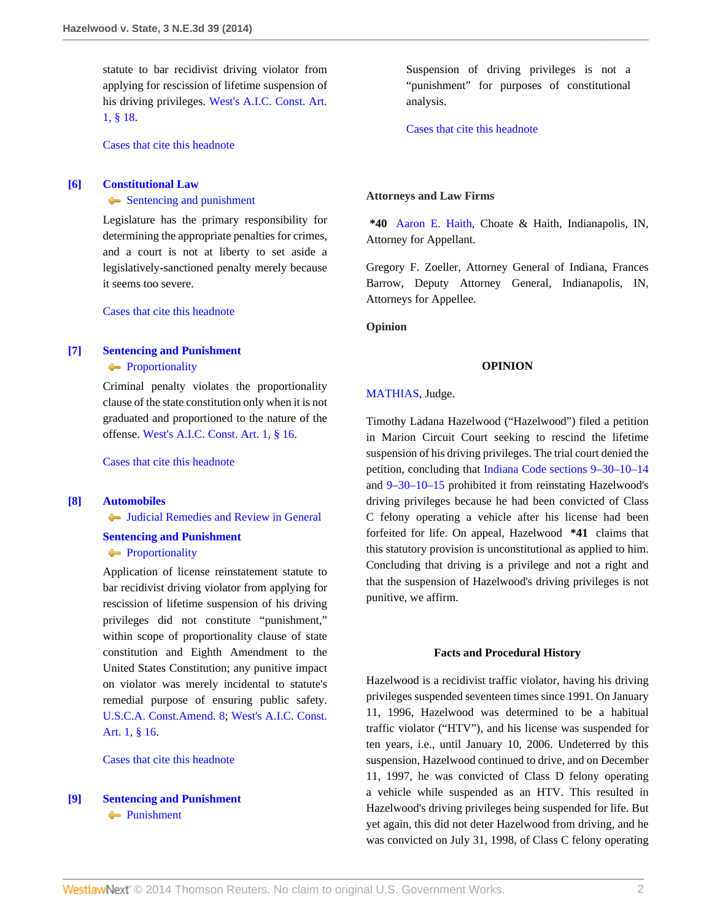statute to bar recidivist driving violator from applying for rescission of lifetime suspension of his driving privileges. West's A.I.C. Const. Art. 1, § 18.

Cases that cite this headnote

**[6] Constitutional Law**
Sentencing and punishment

Legislature has the primary responsibility for determining the appropriate penalties for crimes, and a court is not at liberty to set aside a legislatively-sanctioned penalty merely because it seems too severe.

Cases that cite this headnote

**[7] Sentencing and Punishment**
Proportionality

Criminal penalty violates the proportionality clause of the state constitution only when it is not graduated and proportioned to the nature of the offense. West's A.I.C. Const. Art. 1, § 16.

Cases that cite this headnote

**[8] Automobiles**
Judicial Remedies and Review in General

**Sentencing and Punishment**
Proportionality

Application of license reinstatement statute to bar recidivist driving violator from applying for rescission of lifetime suspension of his driving privileges did not constitute "punishment," within scope of proportionality clause of state constitution and Eighth Amendment to the United States Constitution; any punitive impact on violator was merely incidental to statute's remedial purpose of ensuring public safety. U.S.C.A. Const.Amend. 8; West's A.I.C. Const. Art. 1, § 16.

Cases that cite this headnote

**[9] Sentencing and Punishment**
Punishment

Suspension of driving privileges is not a "punishment" for purposes of constitutional analysis.

Cases that cite this headnote

**Attorneys and Law Firms**

**\*40** Aaron E. Haith, Choate & Haith, Indianapolis, IN, Attorney for Appellant.

Gregory F. Zoeller, Attorney General of Indiana, Frances Barrow, Deputy Attorney General, Indianapolis, IN, Attorneys for Appellee.

**Opinion**

## OPINION

MATHIAS, Judge.

Timothy Ladana Hazelwood ("Hazelwood") filed a petition in Marion Circuit Court seeking to rescind the lifetime suspension of his driving privileges. The trial court denied the petition, concluding that Indiana Code sections 9–30–10–14 and 9–30–10–15 prohibited it from reinstating Hazelwood's driving privileges because he had been convicted of Class C felony operating a vehicle after his license had been forfeited for life. On appeal, Hazelwood **\*41** claims that this statutory provision is unconstitutional as applied to him. Concluding that driving is a privilege and not a right and that the suspension of Hazelwood's driving privileges is not punitive, we affirm.

### Facts and Procedural History

Hazelwood is a recidivist traffic violator, having his driving privileges suspended seventeen times since 1991. On January 11, 1996, Hazelwood was determined to be a habitual traffic violator ("HTV"), and his license was suspended for ten years, i.e., until January 10, 2006. Undeterred by this suspension, Hazelwood continued to drive, and on December 11, 1997, he was convicted of Class D felony operating a vehicle while suspended as an HTV. This resulted in Hazelwood's driving privileges being suspended for life. But yet again, this did not deter Hazelwood from driving, and he was convicted on July 31, 1998, of Class C felony operating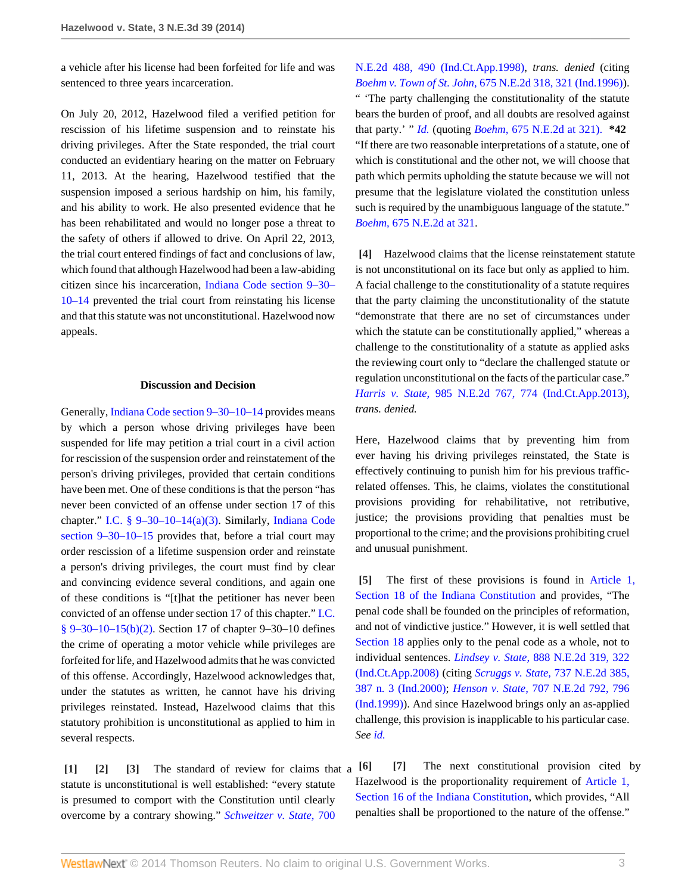a vehicle after his license had been forfeited for life and was sentenced to three years incarceration.

On July 20, 2012, Hazelwood filed a verified petition for rescission of his lifetime suspension and to reinstate his driving privileges. After the State responded, the trial court conducted an evidentiary hearing on the matter on February 11, 2013. At the hearing, Hazelwood testified that the suspension imposed a serious hardship on him, his family, and his ability to work. He also presented evidence that he has been rehabilitated and would no longer pose a threat to the safety of others if allowed to drive. On April 22, 2013, the trial court entered findings of fact and conclusions of law, which found that although Hazelwood had been a law-abiding citizen since his incarceration, Indiana Code section 9–30–10–14 prevented the trial court from reinstating his license and that this statute was not unconstitutional. Hazelwood now appeals.

### Discussion and Decision

Generally, Indiana Code section 9–30–10–14 provides means by which a person whose driving privileges have been suspended for life may petition a trial court in a civil action for rescission of the suspension order and reinstatement of the person's driving privileges, provided that certain conditions have been met. One of these conditions is that the person "has never been convicted of an offense under section 17 of this chapter." I.C. § 9–30–10–14(a)(3). Similarly, Indiana Code section 9–30–10–15 provides that, before a trial court may order rescission of a lifetime suspension order and reinstate a person's driving privileges, the court must find by clear and convincing evidence several conditions, and again one of these conditions is "[t]hat the petitioner has never been convicted of an offense under section 17 of this chapter." I.C. § 9–30–10–15(b)(2). Section 17 of chapter 9–30–10 defines the crime of operating a motor vehicle while privileges are forfeited for life, and Hazelwood admits that he was convicted of this offense. Accordingly, Hazelwood acknowledges that, under the statutes as written, he cannot have his driving privileges reinstated. Instead, Hazelwood claims that this statutory prohibition is unconstitutional as applied to him in several respects.

**[1] [2] [3]** The standard of review for claims that a statute is unconstitutional is well established: "every statute is presumed to comport with the Constitution until clearly overcome by a contrary showing." *Schweitzer v. State,* 700 N.E.2d 488, 490 (Ind.Ct.App.1998), *trans. denied* (citing *Boehm v. Town of St. John,* 675 N.E.2d 318, 321 (Ind.1996)). " 'The party challenging the constitutionality of the statute bears the burden of proof, and all doubts are resolved against that party.' " *Id.* (quoting *Boehm,* 675 N.E.2d at 321). **\*42** "If there are two reasonable interpretations of a statute, one of which is constitutional and the other not, we will choose that path which permits upholding the statute because we will not presume that the legislature violated the constitution unless such is required by the unambiguous language of the statute." *Boehm,* 675 N.E.2d at 321.

**[4]** Hazelwood claims that the license reinstatement statute is not unconstitutional on its face but only as applied to him. A facial challenge to the constitutionality of a statute requires that the party claiming the unconstitutionality of the statute "demonstrate that there are no set of circumstances under which the statute can be constitutionally applied," whereas a challenge to the constitutionality of a statute as applied asks the reviewing court only to "declare the challenged statute or regulation unconstitutional on the facts of the particular case." *Harris v. State,* 985 N.E.2d 767, 774 (Ind.Ct.App.2013), *trans. denied.*

Here, Hazelwood claims that by preventing him from ever having his driving privileges reinstated, the State is effectively continuing to punish him for his previous traffic-related offenses. This, he claims, violates the constitutional provisions providing for rehabilitative, not retributive, justice; the provisions providing that penalties must be proportional to the crime; and the provisions prohibiting cruel and unusual punishment.

**[5]** The first of these provisions is found in Article 1, Section 18 of the Indiana Constitution and provides, "The penal code shall be founded on the principles of reformation, and not of vindictive justice." However, it is well settled that Section 18 applies only to the penal code as a whole, not to individual sentences. *Lindsey v. State,* 888 N.E.2d 319, 322 (Ind.Ct.App.2008) (citing *Scruggs v. State,* 737 N.E.2d 385, 387 n. 3 (Ind.2000); *Henson v. State,* 707 N.E.2d 792, 796 (Ind.1999)). And since Hazelwood brings only an as-applied challenge, this provision is inapplicable to his particular case. *See id.*

**[6] [7]** The next constitutional provision cited by Hazelwood is the proportionality requirement of Article 1, Section 16 of the Indiana Constitution, which provides, "All penalties shall be proportioned to the nature of the offense."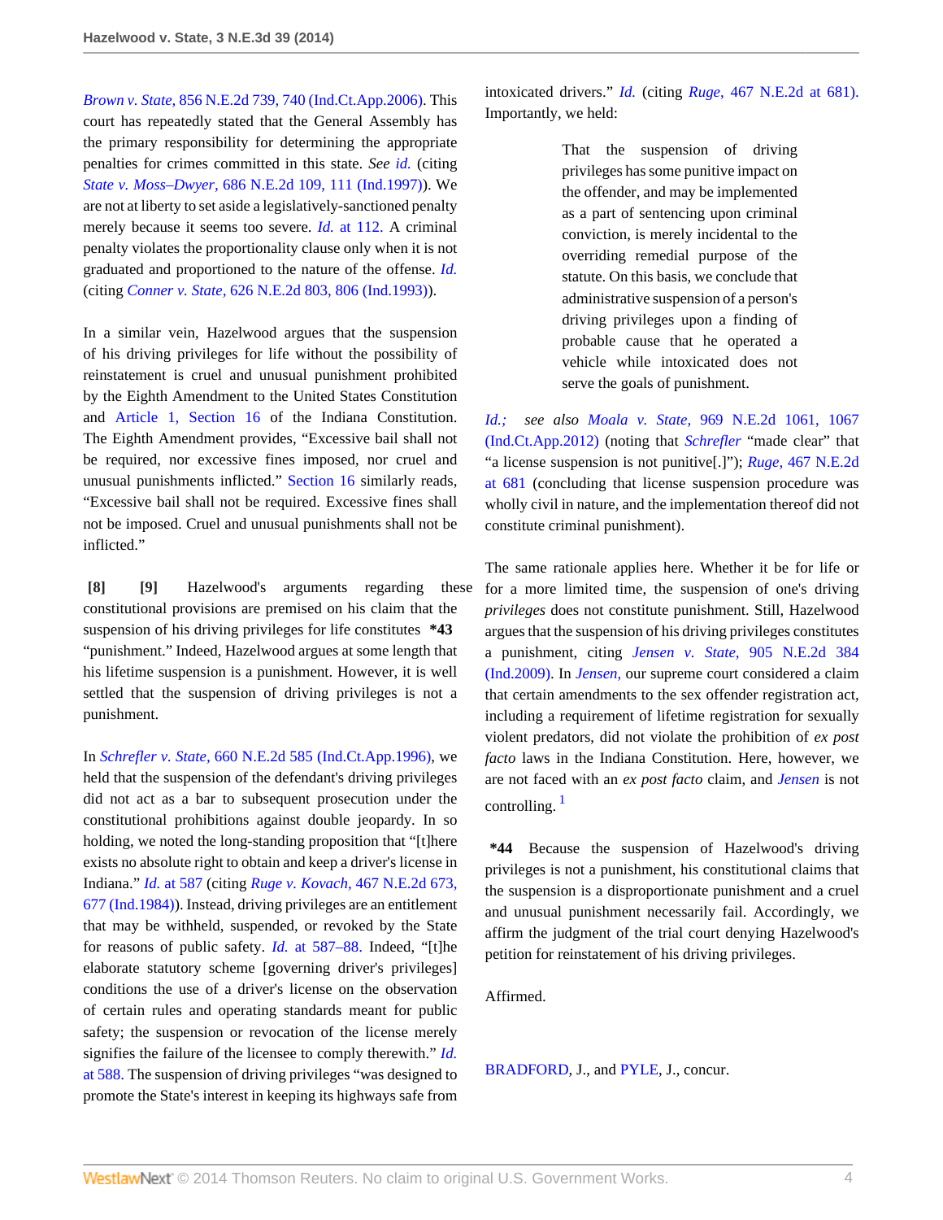*Brown v. State,* 856 N.E.2d 739, 740 (Ind.Ct.App.2006). This court has repeatedly stated that the General Assembly has the primary responsibility for determining the appropriate penalties for crimes committed in this state. *See id.* (citing *State v. Moss–Dwyer,* 686 N.E.2d 109, 111 (Ind.1997)). We are not at liberty to set aside a legislatively-sanctioned penalty merely because it seems too severe. *Id.* at 112. A criminal penalty violates the proportionality clause only when it is not graduated and proportioned to the nature of the offense. *Id.* (citing *Conner v. State,* 626 N.E.2d 803, 806 (Ind.1993)).

In a similar vein, Hazelwood argues that the suspension of his driving privileges for life without the possibility of reinstatement is cruel and unusual punishment prohibited by the Eighth Amendment to the United States Constitution and Article 1, Section 16 of the Indiana Constitution. The Eighth Amendment provides, "Excessive bail shall not be required, nor excessive fines imposed, nor cruel and unusual punishments inflicted." Section 16 similarly reads, "Excessive bail shall not be required. Excessive fines shall not be imposed. Cruel and unusual punishments shall not be inflicted."

**[8] [9]** Hazelwood's arguments regarding these constitutional provisions are premised on his claim that the suspension of his driving privileges for life constitutes **\*43** "punishment." Indeed, Hazelwood argues at some length that his lifetime suspension is a punishment. However, it is well settled that the suspension of driving privileges is not a punishment.

In *Schrefler v. State,* 660 N.E.2d 585 (Ind.Ct.App.1996), we held that the suspension of the defendant's driving privileges did not act as a bar to subsequent prosecution under the constitutional prohibitions against double jeopardy. In so holding, we noted the long-standing proposition that "[t]here exists no absolute right to obtain and keep a driver's license in Indiana." *Id.* at 587 (citing *Ruge v. Kovach,* 467 N.E.2d 673, 677 (Ind.1984)). Instead, driving privileges are an entitlement that may be withheld, suspended, or revoked by the State for reasons of public safety. *Id.* at 587–88. Indeed, "[t]he elaborate statutory scheme [governing driver's privileges] conditions the use of a driver's license on the observation of certain rules and operating standards meant for public safety; the suspension or revocation of the license merely signifies the failure of the licensee to comply therewith." *Id.* at 588. The suspension of driving privileges "was designed to promote the State's interest in keeping its highways safe from intoxicated drivers." *Id.* (citing *Ruge,* 467 N.E.2d at 681). Importantly, we held:

> That the suspension of driving privileges has some punitive impact on the offender, and may be implemented as a part of sentencing upon criminal conviction, is merely incidental to the overriding remedial purpose of the statute. On this basis, we conclude that administrative suspension of a person's driving privileges upon a finding of probable cause that he operated a vehicle while intoxicated does not serve the goals of punishment.

*Id.; see also Moala v. State,* 969 N.E.2d 1061, 1067 (Ind.Ct.App.2012) (noting that *Schrefler* "made clear" that "a license suspension is not punitive[.]"); *Ruge,* 467 N.E.2d at 681 (concluding that license suspension procedure was wholly civil in nature, and the implementation thereof did not constitute criminal punishment).

The same rationale applies here. Whether it be for life or for a more limited time, the suspension of one's driving *privileges* does not constitute punishment. Still, Hazelwood argues that the suspension of his driving privileges constitutes a punishment, citing *Jensen v. State,* 905 N.E.2d 384 (Ind.2009). In *Jensen,* our supreme court considered a claim that certain amendments to the sex offender registration act, including a requirement of lifetime registration for sexually violent predators, did not violate the prohibition of *ex post facto* laws in the Indiana Constitution. Here, however, we are not faced with an *ex post facto* claim, and *Jensen* is not controlling.[1]

**\*44** Because the suspension of Hazelwood's driving privileges is not a punishment, his constitutional claims that the suspension is a disproportionate punishment and a cruel and unusual punishment necessarily fail. Accordingly, we affirm the judgment of the trial court denying Hazelwood's petition for reinstatement of his driving privileges.

Affirmed.

BRADFORD, J., and PYLE, J., concur.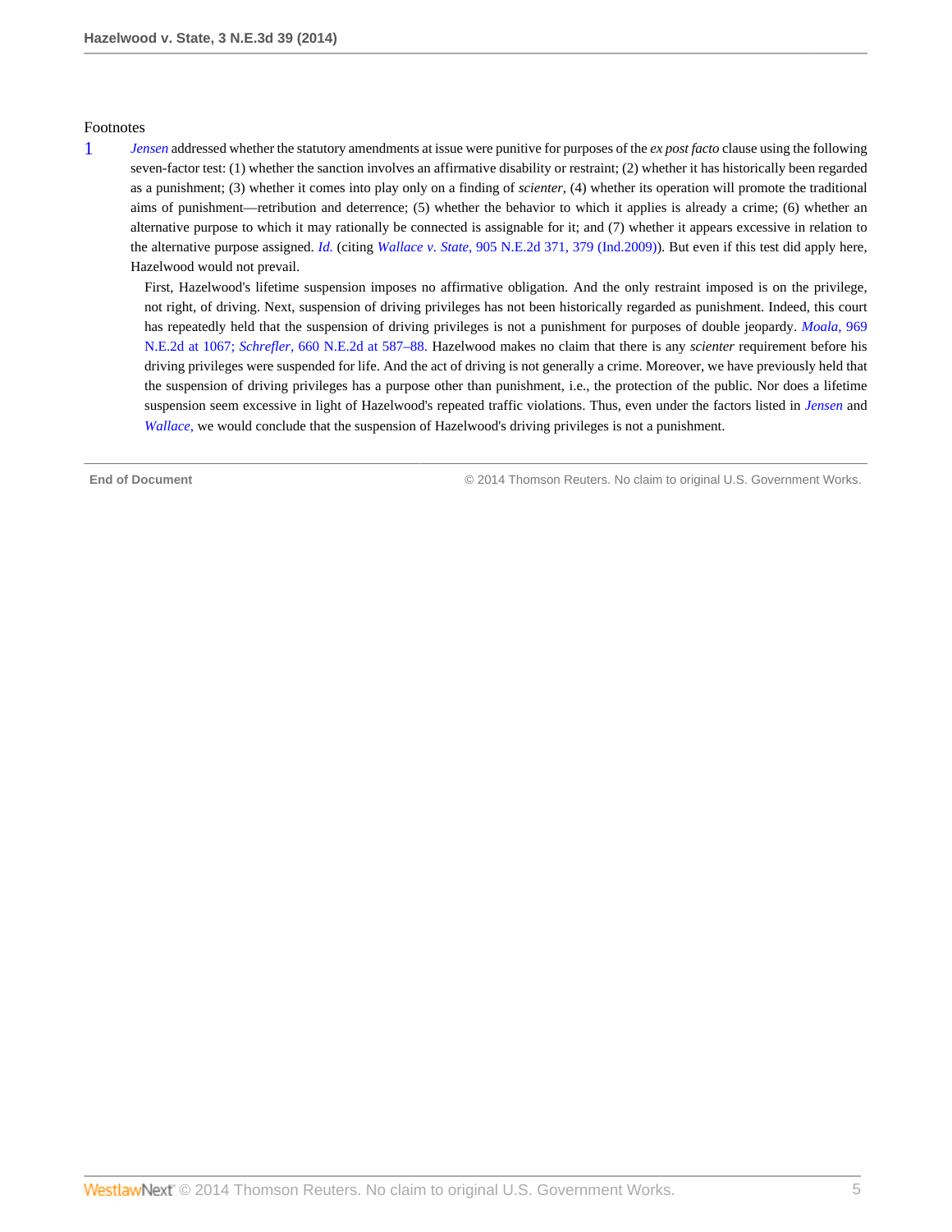Footnotes

1 *Jensen* addressed whether the statutory amendments at issue were punitive for purposes of the *ex post facto* clause using the following seven-factor test: (1) whether the sanction involves an affirmative disability or restraint; (2) whether it has historically been regarded as a punishment; (3) whether it comes into play only on a finding of *scienter,* (4) whether its operation will promote the traditional aims of punishment—retribution and deterrence; (5) whether the behavior to which it applies is already a crime; (6) whether an alternative purpose to which it may rationally be connected is assignable for it; and (7) whether it appears excessive in relation to the alternative purpose assigned. *Id.* (citing *Wallace v. State,* 905 N.E.2d 371, 379 (Ind.2009)). But even if this test did apply here, Hazelwood would not prevail.

> First, Hazelwood's lifetime suspension imposes no affirmative obligation. And the only restraint imposed is on the privilege, not right, of driving. Next, suspension of driving privileges has not been historically regarded as punishment. Indeed, this court has repeatedly held that the suspension of driving privileges is not a punishment for purposes of double jeopardy. *Moala,* 969 N.E.2d at 1067; *Schrefler,* 660 N.E.2d at 587–88. Hazelwood makes no claim that there is any *scienter* requirement before his driving privileges were suspended for life. And the act of driving is not generally a crime. Moreover, we have previously held that the suspension of driving privileges has a purpose other than punishment, i.e., the protection of the public. Nor does a lifetime suspension seem excessive in light of Hazelwood's repeated traffic violations. Thus, even under the factors listed in *Jensen* and *Wallace,* we would conclude that the suspension of Hazelwood's driving privileges is not a punishment.

End of Document © 2014 Thomson Reuters. No claim to original U.S. Government Works.